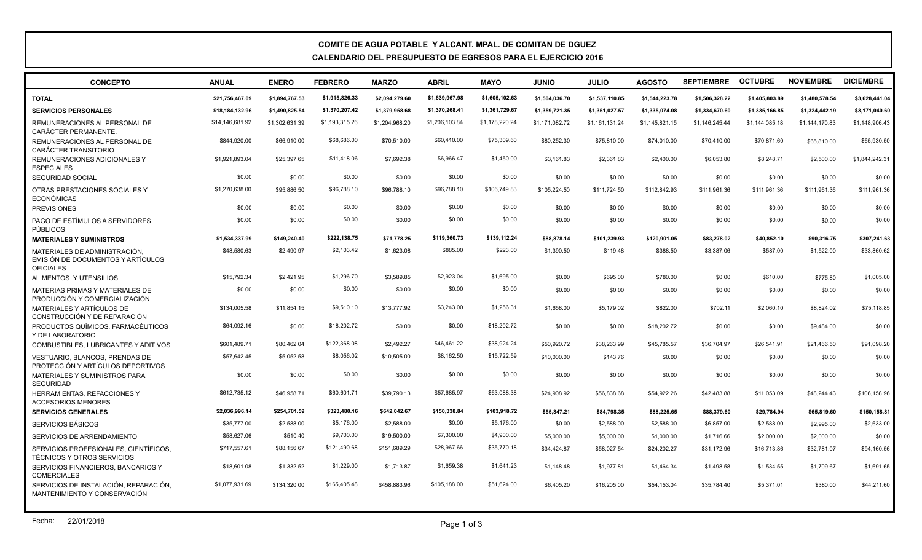# COMITE DE AGUA POTABLE Y ALCANT. MPAL. DE COMITAN DE DGUEZ

## CALENDARIO DEL PRESUPUESTO DE EGRESOS PARA EL EJERCICIO 2016

| CONCEPTO | ANUAL | ENERO | FEBRERO | MARZO | ABRIL | MAYO | JUNIO | JULIO | AGOSTO | SEPTIEMBRE | OCTUBRE | NOVIEMBRE | DICIEMBRE |
|---|---|---|---|---|---|---|---|---|---|---|---|---|---|
| **TOTAL** | **$21,756,467.09** | **$1,894,767.53** | **$1,915,826.33** | **$2,094,279.60** | **$1,639,967.98** | **$1,605,102.63** | **$1,504,036.70** | **$1,537,110.85** | **$1,544,223.78** | **$1,506,328.22** | **$1,405,803.89** | **$1,480,578.54** | **$3,628,441.04** |
| **SERVICIOS PERSONALES** | **$18,184,132.96** | **$1,490,825.54** | **$1,370,207.42** | **$1,379,958.68** | **$1,370,268.41** | **$1,361,729.67** | **$1,359,721.35** | **$1,351,027.57** | **$1,335,074.08** | **$1,334,670.60** | **$1,335,166.85** | **$1,324,442.19** | **$3,171,040.60** |
| REMUNERACIONES AL PERSONAL DE CARÁCTER PERMANENTE. | $14,146,681.92 | $1,302,631.39 | $1,193,315.26 | $1,204,968.20 | $1,206,103.84 | $1,178,220.24 | $1,171,082.72 | $1,161,131.24 | $1,145,821.15 | $1,146,245.44 | $1,144,085.18 | $1,144,170.83 | $1,148,906.43 |
| REMUNERACIONES AL PERSONAL DE CARÁCTER TRANSITORIO | $844,920.00 | $66,910.00 | $68,686.00 | $70,510.00 | $60,410.00 | $75,309.60 | $80,252.30 | $75,810.00 | $74,010.00 | $70,410.00 | $70,871.60 | $65,810.00 | $65,930.50 |
| REMUNERACIONES ADICIONALES Y ESPECIALES | $1,921,893.04 | $25,397.65 | $11,418.06 | $7,692.38 | $6,966.47 | $1,450.00 | $3,161.83 | $2,361.83 | $2,400.00 | $6,053.80 | $8,248.71 | $2,500.00 | $1,844,242.31 |
| SEGURIDAD SOCIAL | $0.00 | $0.00 | $0.00 | $0.00 | $0.00 | $0.00 | $0.00 | $0.00 | $0.00 | $0.00 | $0.00 | $0.00 | $0.00 |
| OTRAS PRESTACIONES SOCIALES Y ECONÓMICAS | $1,270,638.00 | $95,886.50 | $96,788.10 | $96,788.10 | $96,788.10 | $106,749.83 | $105,224.50 | $111,724.50 | $112,842.93 | $111,961.36 | $111,961.36 | $111,961.36 | $111,961.36 |
| PREVISIONES | $0.00 | $0.00 | $0.00 | $0.00 | $0.00 | $0.00 | $0.00 | $0.00 | $0.00 | $0.00 | $0.00 | $0.00 | $0.00 |
| PAGO DE ESTÍMULOS A SERVIDORES PÚBLICOS | $0.00 | $0.00 | $0.00 | $0.00 | $0.00 | $0.00 | $0.00 | $0.00 | $0.00 | $0.00 | $0.00 | $0.00 | $0.00 |
| **MATERIALES Y SUMINISTROS** | **$1,534,337.99** | **$149,240.40** | **$222,138.75** | **$71,778.25** | **$119,360.73** | **$139,112.24** | **$88,878.14** | **$101,239.93** | **$120,901.05** | **$83,278.02** | **$40,852.10** | **$90,316.75** | **$307,241.63** |
| MATERIALES DE ADMINISTRACIÓN, EMISIÓN DE DOCUMENTOS Y ARTÍCULOS OFICIALES | $48,580.63 | $2,490.97 | $2,103.42 | $1,623.08 | $885.00 | $223.00 | $1,390.50 | $119.48 | $388.50 | $3,387.06 | $587.00 | $1,522.00 | $33,860.62 |
| ALIMENTOS Y UTENSILIOS | $15,792.34 | $2,421.95 | $1,296.70 | $3,589.85 | $2,923.04 | $1,695.00 | $0.00 | $695.00 | $780.00 | $0.00 | $610.00 | $775.80 | $1,005.00 |
| MATERIAS PRIMAS Y MATERIALES DE PRODUCCIÓN Y COMERCIALIZACIÓN | $0.00 | $0.00 | $0.00 | $0.00 | $0.00 | $0.00 | $0.00 | $0.00 | $0.00 | $0.00 | $0.00 | $0.00 | $0.00 |
| MATERIALES Y ARTÍCULOS DE CONSTRUCCIÓN Y DE REPARACIÓN | $134,005.58 | $11,854.15 | $9,510.10 | $13,777.92 | $3,243.00 | $1,256.31 | $1,658.00 | $5,179.02 | $822.00 | $702.11 | $2,060.10 | $8,824.02 | $75,118.85 |
| PRODUCTOS QUÍMICOS, FARMACÉUTICOS Y DE LABORATORIO | $64,092.16 | $0.00 | $18,202.72 | $0.00 | $0.00 | $18,202.72 | $0.00 | $0.00 | $18,202.72 | $0.00 | $0.00 | $9,484.00 | $0.00 |
| COMBUSTIBLES, LUBRICANTES Y ADITIVOS | $601,489.71 | $80,462.04 | $122,368.08 | $2,492.27 | $46,461.22 | $38,924.24 | $50,920.72 | $38,263.99 | $45,785.57 | $36,704.97 | $26,541.91 | $21,466.50 | $91,098.20 |
| VESTUARIO, BLANCOS, PRENDAS DE PROTECCIÓN Y ARTÍCULOS DEPORTIVOS | $57,642.45 | $5,052.58 | $8,056.02 | $10,505.00 | $8,162.50 | $15,722.59 | $10,000.00 | $143.76 | $0.00 | $0.00 | $0.00 | $0.00 | $0.00 |
| MATERIALES Y SUMINISTROS PARA SEGURIDAD | $0.00 | $0.00 | $0.00 | $0.00 | $0.00 | $0.00 | $0.00 | $0.00 | $0.00 | $0.00 | $0.00 | $0.00 | $0.00 |
| HERRAMIENTAS, REFACCIONES Y ACCESORIOS MENORES | $612,735.12 | $46,958.71 | $60,601.71 | $39,790.13 | $57,685.97 | $63,088.38 | $24,908.92 | $56,838.68 | $54,922.26 | $42,483.88 | $11,053.09 | $48,244.43 | $106,158.96 |
| **SERVICIOS GENERALES** | **$2,036,996.14** | **$254,701.59** | **$323,480.16** | **$642,042.67** | **$150,338.84** | **$103,918.72** | **$55,347.21** | **$84,798.35** | **$88,225.65** | **$88,379.60** | **$29,784.94** | **$65,819.60** | **$150,158.81** |
| SERVICIOS BÁSICOS | $35,777.00 | $2,588.00 | $5,176.00 | $2,588.00 | $0.00 | $5,176.00 | $0.00 | $2,588.00 | $2,588.00 | $6,857.00 | $2,588.00 | $2,995.00 | $2,633.00 |
| SERVICIOS DE ARRENDAMIENTO | $58,627.06 | $510.40 | $9,700.00 | $19,500.00 | $7,300.00 | $4,900.00 | $5,000.00 | $5,000.00 | $1,000.00 | $1,716.66 | $2,000.00 | $2,000.00 | $0.00 |
| SERVICIOS PROFESIONALES, CIENTÍFICOS, TÉCNICOS Y OTROS SERVICIOS | $717,557.61 | $88,156.67 | $121,490.68 | $151,689.29 | $28,967.66 | $35,770.18 | $34,424.87 | $58,027.54 | $24,202.27 | $31,172.96 | $16,713.86 | $32,781.07 | $94,160.56 |
| SERVICIOS FINANCIEROS, BANCARIOS Y COMERCIALES | $18,601.08 | $1,332.52 | $1,229.00 | $1,713.87 | $1,659.38 | $1,641.23 | $1,148.48 | $1,977.81 | $1,464.34 | $1,498.58 | $1,534.55 | $1,709.67 | $1,691.65 |
| SERVICIOS DE INSTALACIÓN, REPARACIÓN, MANTENIMIENTO Y CONSERVACIÓN | $1,077,931.69 | $134,320.00 | $165,405.48 | $458,883.96 | $105,188.00 | $51,624.00 | $6,405.20 | $16,205.00 | $54,153.04 | $35,784.40 | $5,371.01 | $380.00 | $44,211.60 |

Fecha: 22/01/2018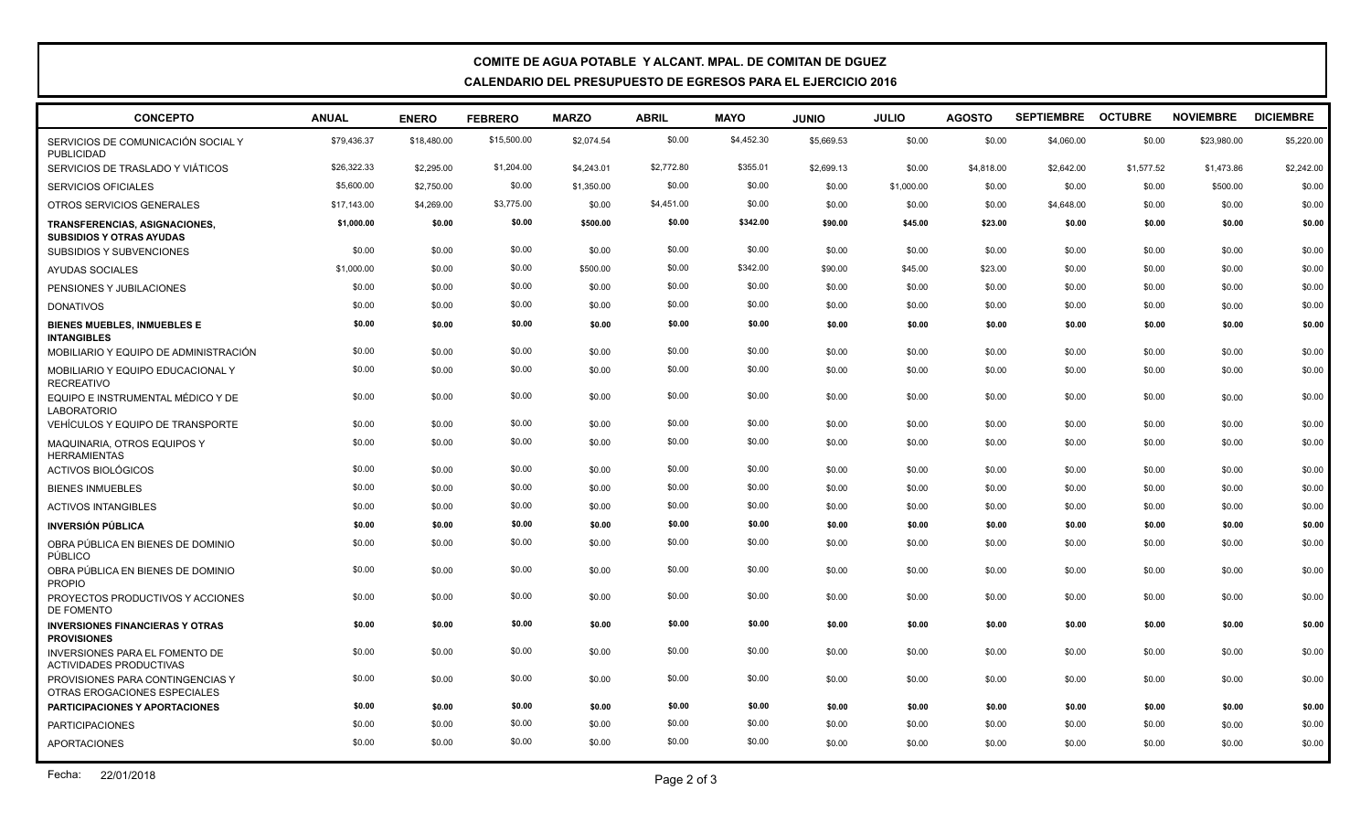**COMITE DE AGUA POTABLE Y ALCANT. MPAL. DE COMITAN DE DGUEZ**

**CALENDARIO DEL PRESUPUESTO DE EGRESOS PARA EL EJERCICIO 2016**

| CONCEPTO | ANUAL | ENERO | FEBRERO | MARZO | ABRIL | MAYO | JUNIO | JULIO | AGOSTO | SEPTIEMBRE | OCTUBRE | NOVIEMBRE | DICIEMBRE |
|---|---|---|---|---|---|---|---|---|---|---|---|---|---|
| SERVICIOS DE COMUNICACIÓN SOCIAL Y PUBLICIDAD | $79,436.37 | $18,480.00 | $15,500.00 | $2,074.54 | $0.00 | $4,452.30 | $5,669.53 | $0.00 | $0.00 | $4,060.00 | $0.00 | $23,980.00 | $5,220.00 |
| SERVICIOS DE TRASLADO Y VIÁTICOS | $26,322.33 | $2,295.00 | $1,204.00 | $4,243.01 | $2,772.80 | $355.01 | $2,699.13 | $0.00 | $4,818.00 | $2,642.00 | $1,577.52 | $1,473.86 | $2,242.00 |
| SERVICIOS OFICIALES | $5,600.00 | $2,750.00 | $0.00 | $1,350.00 | $0.00 | $0.00 | $0.00 | $1,000.00 | $0.00 | $0.00 | $0.00 | $500.00 | $0.00 |
| OTROS SERVICIOS GENERALES | $17,143.00 | $4,269.00 | $3,775.00 | $0.00 | $4,451.00 | $0.00 | $0.00 | $0.00 | $0.00 | $4,648.00 | $0.00 | $0.00 | $0.00 |
| **TRANSFERENCIAS, ASIGNACIONES, SUBSIDIOS Y OTRAS AYUDAS** | **$1,000.00** | **$0.00** | **$0.00** | **$500.00** | **$0.00** | **$342.00** | **$90.00** | **$45.00** | **$23.00** | **$0.00** | **$0.00** | **$0.00** | **$0.00** |
| SUBSIDIOS Y SUBVENCIONES | $0.00 | $0.00 | $0.00 | $0.00 | $0.00 | $0.00 | $0.00 | $0.00 | $0.00 | $0.00 | $0.00 | $0.00 | $0.00 |
| AYUDAS SOCIALES | $1,000.00 | $0.00 | $0.00 | $500.00 | $0.00 | $342.00 | $90.00 | $45.00 | $23.00 | $0.00 | $0.00 | $0.00 | $0.00 |
| PENSIONES Y JUBILACIONES | $0.00 | $0.00 | $0.00 | $0.00 | $0.00 | $0.00 | $0.00 | $0.00 | $0.00 | $0.00 | $0.00 | $0.00 | $0.00 |
| DONATIVOS | $0.00 | $0.00 | $0.00 | $0.00 | $0.00 | $0.00 | $0.00 | $0.00 | $0.00 | $0.00 | $0.00 | $0.00 | $0.00 |
| **BIENES MUEBLES, INMUEBLES E INTANGIBLES** | **$0.00** | **$0.00** | **$0.00** | **$0.00** | **$0.00** | **$0.00** | **$0.00** | **$0.00** | **$0.00** | **$0.00** | **$0.00** | **$0.00** | **$0.00** |
| MOBILIARIO Y EQUIPO DE ADMINISTRACIÓN | $0.00 | $0.00 | $0.00 | $0.00 | $0.00 | $0.00 | $0.00 | $0.00 | $0.00 | $0.00 | $0.00 | $0.00 | $0.00 |
| MOBILIARIO Y EQUIPO EDUCACIONAL Y RECREATIVO | $0.00 | $0.00 | $0.00 | $0.00 | $0.00 | $0.00 | $0.00 | $0.00 | $0.00 | $0.00 | $0.00 | $0.00 | $0.00 |
| EQUIPO E INSTRUMENTAL MÉDICO Y DE LABORATORIO | $0.00 | $0.00 | $0.00 | $0.00 | $0.00 | $0.00 | $0.00 | $0.00 | $0.00 | $0.00 | $0.00 | $0.00 | $0.00 |
| VEHÍCULOS Y EQUIPO DE TRANSPORTE | $0.00 | $0.00 | $0.00 | $0.00 | $0.00 | $0.00 | $0.00 | $0.00 | $0.00 | $0.00 | $0.00 | $0.00 | $0.00 |
| MAQUINARIA, OTROS EQUIPOS Y HERRAMIENTAS | $0.00 | $0.00 | $0.00 | $0.00 | $0.00 | $0.00 | $0.00 | $0.00 | $0.00 | $0.00 | $0.00 | $0.00 | $0.00 |
| ACTIVOS BIOLÓGICOS | $0.00 | $0.00 | $0.00 | $0.00 | $0.00 | $0.00 | $0.00 | $0.00 | $0.00 | $0.00 | $0.00 | $0.00 | $0.00 |
| BIENES INMUEBLES | $0.00 | $0.00 | $0.00 | $0.00 | $0.00 | $0.00 | $0.00 | $0.00 | $0.00 | $0.00 | $0.00 | $0.00 | $0.00 |
| ACTIVOS INTANGIBLES | $0.00 | $0.00 | $0.00 | $0.00 | $0.00 | $0.00 | $0.00 | $0.00 | $0.00 | $0.00 | $0.00 | $0.00 | $0.00 |
| **INVERSIÓN PÚBLICA** | **$0.00** | **$0.00** | **$0.00** | **$0.00** | **$0.00** | **$0.00** | **$0.00** | **$0.00** | **$0.00** | **$0.00** | **$0.00** | **$0.00** | **$0.00** |
| OBRA PÚBLICA EN BIENES DE DOMINIO PÚBLICO | $0.00 | $0.00 | $0.00 | $0.00 | $0.00 | $0.00 | $0.00 | $0.00 | $0.00 | $0.00 | $0.00 | $0.00 | $0.00 |
| OBRA PÚBLICA EN BIENES DE DOMINIO PROPIO | $0.00 | $0.00 | $0.00 | $0.00 | $0.00 | $0.00 | $0.00 | $0.00 | $0.00 | $0.00 | $0.00 | $0.00 | $0.00 |
| PROYECTOS PRODUCTIVOS Y ACCIONES DE FOMENTO | $0.00 | $0.00 | $0.00 | $0.00 | $0.00 | $0.00 | $0.00 | $0.00 | $0.00 | $0.00 | $0.00 | $0.00 | $0.00 |
| **INVERSIONES FINANCIERAS Y OTRAS PROVISIONES** | **$0.00** | **$0.00** | **$0.00** | **$0.00** | **$0.00** | **$0.00** | **$0.00** | **$0.00** | **$0.00** | **$0.00** | **$0.00** | **$0.00** | **$0.00** |
| INVERSIONES PARA EL FOMENTO DE ACTIVIDADES PRODUCTIVAS | $0.00 | $0.00 | $0.00 | $0.00 | $0.00 | $0.00 | $0.00 | $0.00 | $0.00 | $0.00 | $0.00 | $0.00 | $0.00 |
| PROVISIONES PARA CONTINGENCIAS Y OTRAS EROGACIONES ESPECIALES | $0.00 | $0.00 | $0.00 | $0.00 | $0.00 | $0.00 | $0.00 | $0.00 | $0.00 | $0.00 | $0.00 | $0.00 | $0.00 |
| **PARTICIPACIONES Y APORTACIONES** | **$0.00** | **$0.00** | **$0.00** | **$0.00** | **$0.00** | **$0.00** | **$0.00** | **$0.00** | **$0.00** | **$0.00** | **$0.00** | **$0.00** | **$0.00** |
| PARTICIPACIONES | $0.00 | $0.00 | $0.00 | $0.00 | $0.00 | $0.00 | $0.00 | $0.00 | $0.00 | $0.00 | $0.00 | $0.00 | $0.00 |
| APORTACIONES | $0.00 | $0.00 | $0.00 | $0.00 | $0.00 | $0.00 | $0.00 | $0.00 | $0.00 | $0.00 | $0.00 | $0.00 | $0.00 |

Fecha: 22/01/2018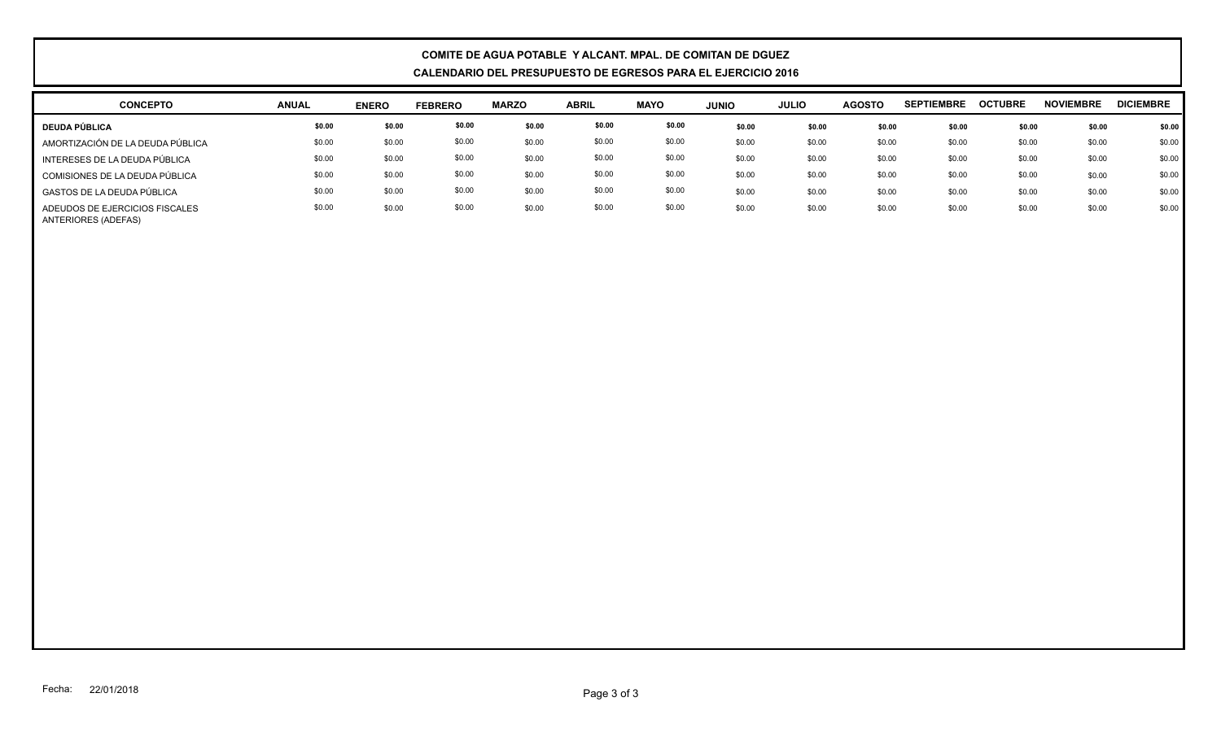**COMITE DE AGUA POTABLE Y ALCANT. MPAL. DE COMITAN DE DGUEZ**

**CALENDARIO DEL PRESUPUESTO DE EGRESOS PARA EL EJERCICIO 2016**

| CONCEPTO | ANUAL | ENERO | FEBRERO | MARZO | ABRIL | MAYO | JUNIO | JULIO | AGOSTO | SEPTIEMBRE | OCTUBRE | NOVIEMBRE | DICIEMBRE |
|---|---|---|---|---|---|---|---|---|---|---|---|---|---|
| **DEUDA PÚBLICA** | **$0.00** | **$0.00** | **$0.00** | **$0.00** | **$0.00** | **$0.00** | **$0.00** | **$0.00** | **$0.00** | **$0.00** | **$0.00** | **$0.00** | **$0.00** |
| AMORTIZACIÓN DE LA DEUDA PÚBLICA | $0.00 | $0.00 | $0.00 | $0.00 | $0.00 | $0.00 | $0.00 | $0.00 | $0.00 | $0.00 | $0.00 | $0.00 | $0.00 |
| INTERESES DE LA DEUDA PÚBLICA | $0.00 | $0.00 | $0.00 | $0.00 | $0.00 | $0.00 | $0.00 | $0.00 | $0.00 | $0.00 | $0.00 | $0.00 | $0.00 |
| COMISIONES DE LA DEUDA PÚBLICA | $0.00 | $0.00 | $0.00 | $0.00 | $0.00 | $0.00 | $0.00 | $0.00 | $0.00 | $0.00 | $0.00 | $0.00 | $0.00 |
| GASTOS DE LA DEUDA PÚBLICA | $0.00 | $0.00 | $0.00 | $0.00 | $0.00 | $0.00 | $0.00 | $0.00 | $0.00 | $0.00 | $0.00 | $0.00 | $0.00 |
| ADEUDOS DE EJERCICIOS FISCALES ANTERIORES (ADEFAS) | $0.00 | $0.00 | $0.00 | $0.00 | $0.00 | $0.00 | $0.00 | $0.00 | $0.00 | $0.00 | $0.00 | $0.00 | $0.00 |

Fecha: 22/01/2018